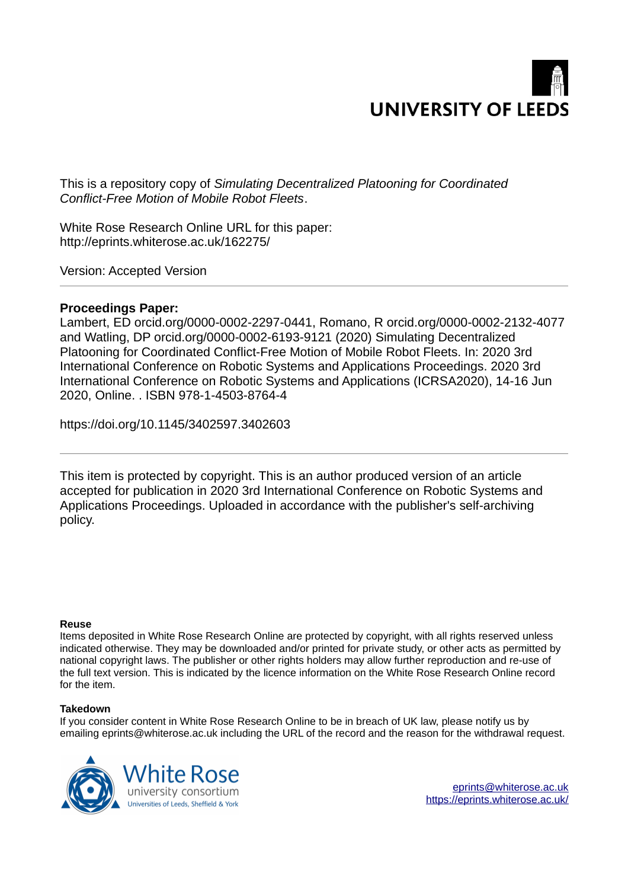UNIVERSITY OF LEEDS

This is a repository copy of *Simulating Decentralized Platooning for Coordinated Conflict-Free Motion of Mobile Robot Fleets*.

White Rose Research Online URL for this paper:
http://eprints.whiterose.ac.uk/162275/

Version: Accepted Version

**Proceedings Paper:**

Lambert, ED orcid.org/0000-0002-2297-0441, Romano, R orcid.org/0000-0002-2132-4077 and Watling, DP orcid.org/0000-0002-6193-9121 (2020) Simulating Decentralized Platooning for Coordinated Conflict-Free Motion of Mobile Robot Fleets. In: 2020 3rd International Conference on Robotic Systems and Applications Proceedings. 2020 3rd International Conference on Robotic Systems and Applications (ICRSA2020), 14-16 Jun 2020, Online. . ISBN 978-1-4503-8764-4

https://doi.org/10.1145/3402597.3402603

---

This item is protected by copyright. This is an author produced version of an article accepted for publication in 2020 3rd International Conference on Robotic Systems and Applications Proceedings. Uploaded in accordance with the publisher's self-archiving policy.

**Reuse**

Items deposited in White Rose Research Online are protected by copyright, with all rights reserved unless indicated otherwise. They may be downloaded and/or printed for private study, or other acts as permitted by national copyright laws. The publisher or other rights holders may allow further reproduction and re-use of the full text version. This is indicated by the licence information on the White Rose Research Online record for the item.

**Takedown**

If you consider content in White Rose Research Online to be in breach of UK law, please notify us by emailing eprints@whiterose.ac.uk including the URL of the record and the reason for the withdrawal request.

White Rose university consortium
Universities of Leeds, Sheffield & York

eprints@whiterose.ac.uk
https://eprints.whiterose.ac.uk/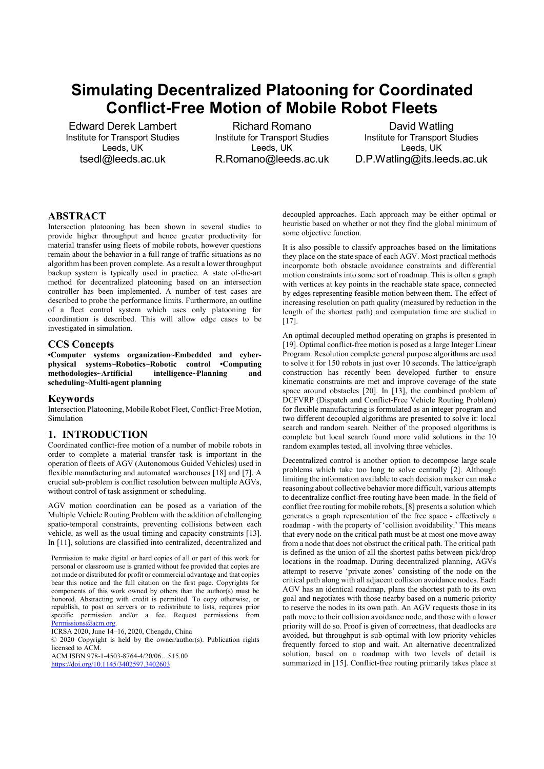# Simulating Decentralized Platooning for Coordinated Conflict-Free Motion of Mobile Robot Fleets

Edward Derek Lambert
Institute for Transport Studies
Leeds, UK
tsedl@leeds.ac.uk

Richard Romano
Institute for Transport Studies
Leeds, UK
R.Romano@leeds.ac.uk

David Watling
Institute for Transport Studies
Leeds, UK
D.P.Watling@its.leeds.ac.uk

## ABSTRACT

Intersection platooning has been shown in several studies to provide higher throughput and hence greater productivity for material transfer using fleets of mobile robots, however questions remain about the behavior in a full range of traffic situations as no algorithm has been proven complete. As a result a lower throughput backup system is typically used in practice. A state of-the-art method for decentralized platooning based on an intersection controller has been implemented. A number of test cases are described to probe the performance limits. Furthermore, an outline of a fleet control system which uses only platooning for coordination is described. This will allow edge cases to be investigated in simulation.

## CCS Concepts

**•Computer systems organization~Embedded and cyber-physical systems~Robotics~Robotic control •Computing methodologies~Artificial intelligence~Planning and scheduling~Multi-agent planning**

## Keywords

Intersection Platooning, Mobile Robot Fleet, Conflict-Free Motion, Simulation

## 1. INTRODUCTION

Coordinated conflict-free motion of a number of mobile robots in order to complete a material transfer task is important in the operation of fleets of AGV (Autonomous Guided Vehicles) used in flexible manufacturing and automated warehouses [18] and [7]. A crucial sub-problem is conflict resolution between multiple AGVs, without control of task assignment or scheduling.

AGV motion coordination can be posed as a variation of the Multiple Vehicle Routing Problem with the addition of challenging spatio-temporal constraints, preventing collisions between each vehicle, as well as the usual timing and capacity constraints [13]. In [11], solutions are classified into centralized, decentralized and decoupled approaches. Each approach may be either optimal or heuristic based on whether or not they find the global minimum of some objective function.

It is also possible to classify approaches based on the limitations they place on the state space of each AGV. Most practical methods incorporate both obstacle avoidance constraints and differential motion constraints into some sort of roadmap. This is often a graph with vertices at key points in the reachable state space, connected by edges representing feasible motion between them. The effect of increasing resolution on path quality (measured by reduction in the length of the shortest path) and computation time are studied in [17].

An optimal decoupled method operating on graphs is presented in [19]. Optimal conflict-free motion is posed as a large Integer Linear Program. Resolution complete general purpose algorithms are used to solve it for 150 robots in just over 10 seconds. The lattice/graph construction has recently been developed further to ensure kinematic constraints are met and improve coverage of the state space around obstacles [20]. In [13], the combined problem of DCFVRP (Dispatch and Conflict-Free Vehicle Routing Problem) for flexible manufacturing is formulated as an integer program and two different decoupled algorithms are presented to solve it: local search and random search. Neither of the proposed algorithms is complete but local search found more valid solutions in the 10 random examples tested, all involving three vehicles.

Decentralized control is another option to decompose large scale problems which take too long to solve centrally [2]. Although limiting the information available to each decision maker can make reasoning about collective behavior more difficult, various attempts to decentralize conflict-free routing have been made. In the field of conflict free routing for mobile robots, [8] presents a solution which generates a graph representation of the free space - effectively a roadmap - with the property of 'collision avoidability.' This means that every node on the critical path must be at most one move away from a node that does not obstruct the critical path. The critical path is defined as the union of all the shortest paths between pick/drop locations in the roadmap. During decentralized planning, AGVs attempt to reserve 'private zones' consisting of the node on the critical path along with all adjacent collision avoidance nodes. Each AGV has an identical roadmap, plans the shortest path to its own goal and negotiates with those nearby based on a numeric priority to reserve the nodes in its own path. An AGV requests those in its path move to their collision avoidance node, and those with a lower priority will do so. Proof is given of correctness, that deadlocks are avoided, but throughput is sub-optimal with low priority vehicles frequently forced to stop and wait. An alternative decentralized solution, based on a roadmap with two levels of detail is summarized in [15]. Conflict-free routing primarily takes place at

Permission to make digital or hard copies of all or part of this work for personal or classroom use is granted without fee provided that copies are not made or distributed for profit or commercial advantage and that copies bear this notice and the full citation on the first page. Copyrights for components of this work owned by others than the author(s) must be honored. Abstracting with credit is permitted. To copy otherwise, or republish, to post on servers or to redistribute to lists, requires prior specific permission and/or a fee. Request permissions from Permissions@acm.org.

ICRSA 2020, June 14–16, 2020, Chengdu, China

© 2020 Copyright is held by the owner/author(s). Publication rights licensed to ACM.

ACM ISBN 978-1-4503-8764-4/20/06…$15.00

https://doi.org/10.1145/3402597.3402603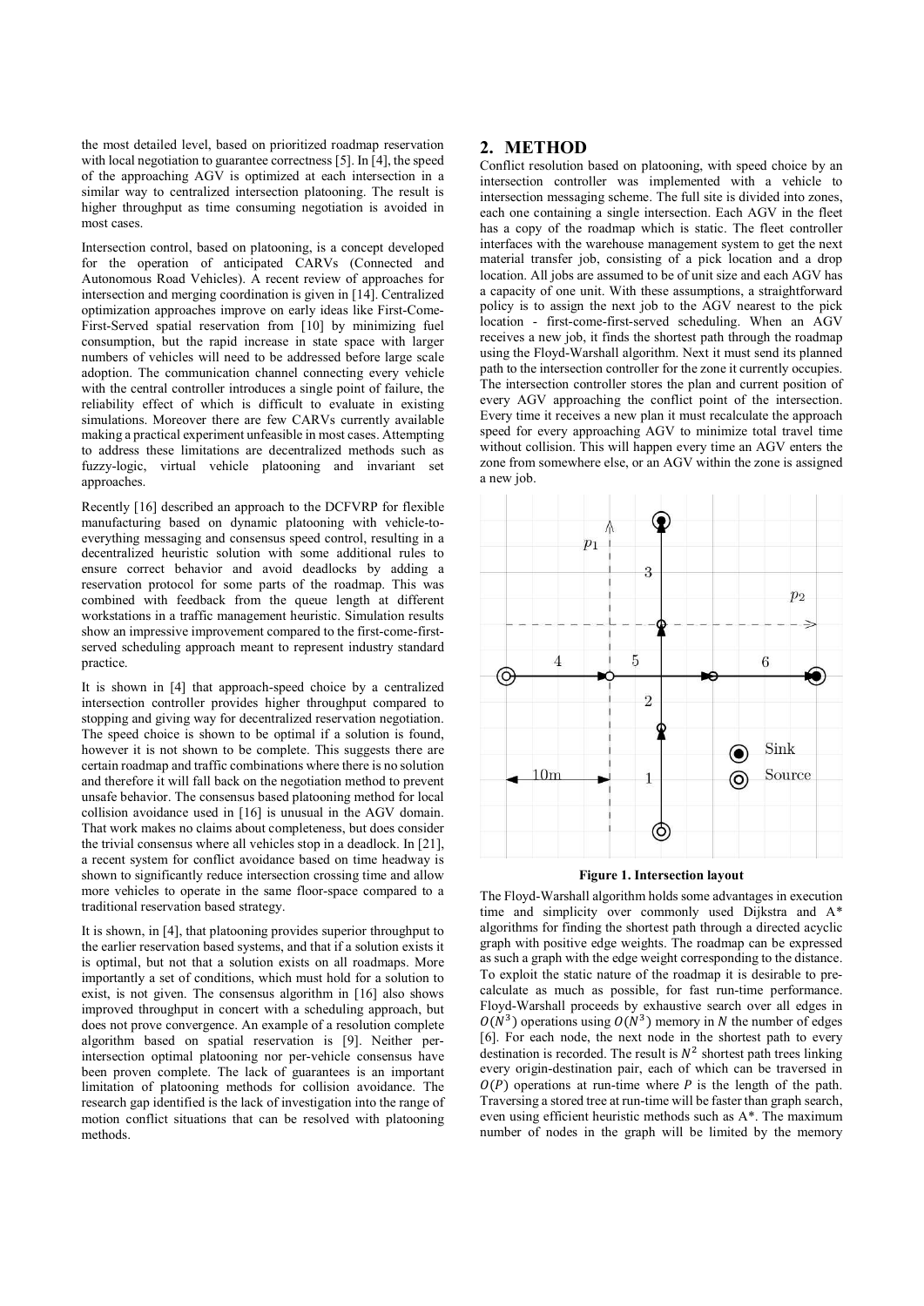the most detailed level, based on prioritized roadmap reservation with local negotiation to guarantee correctness [5]. In [4], the speed of the approaching AGV is optimized at each intersection in a similar way to centralized intersection platooning. The result is higher throughput as time consuming negotiation is avoided in most cases.

Intersection control, based on platooning, is a concept developed for the operation of anticipated CARVs (Connected and Autonomous Road Vehicles). A recent review of approaches for intersection and merging coordination is given in [14]. Centralized optimization approaches improve on early ideas like First-Come-First-Served spatial reservation from [10] by minimizing fuel consumption, but the rapid increase in state space with larger numbers of vehicles will need to be addressed before large scale adoption. The communication channel connecting every vehicle with the central controller introduces a single point of failure, the reliability effect of which is difficult to evaluate in existing simulations. Moreover there are few CARVs currently available making a practical experiment unfeasible in most cases. Attempting to address these limitations are decentralized methods such as fuzzy-logic, virtual vehicle platooning and invariant set approaches.

Recently [16] described an approach to the DCFVRP for flexible manufacturing based on dynamic platooning with vehicle-to-everything messaging and consensus speed control, resulting in a decentralized heuristic solution with some additional rules to ensure correct behavior and avoid deadlocks by adding a reservation protocol for some parts of the roadmap. This was combined with feedback from the queue length at different workstations in a traffic management heuristic. Simulation results show an impressive improvement compared to the first-come-first-served scheduling approach meant to represent industry standard practice.

It is shown in [4] that approach-speed choice by a centralized intersection controller provides higher throughput compared to stopping and giving way for decentralized reservation negotiation. The speed choice is shown to be optimal if a solution is found, however it is not shown to be complete. This suggests there are certain roadmap and traffic combinations where there is no solution and therefore it will fall back on the negotiation method to prevent unsafe behavior. The consensus based platooning method for local collision avoidance used in [16] is unusual in the AGV domain. That work makes no claims about completeness, but does consider the trivial consensus where all vehicles stop in a deadlock. In [21], a recent system for conflict avoidance based on time headway is shown to significantly reduce intersection crossing time and allow more vehicles to operate in the same floor-space compared to a traditional reservation based strategy.

It is shown, in [4], that platooning provides superior throughput to the earlier reservation based systems, and that if a solution exists it is optimal, but not that a solution exists on all roadmaps. More importantly a set of conditions, which must hold for a solution to exist, is not given. The consensus algorithm in [16] also shows improved throughput in concert with a scheduling approach, but does not prove convergence. An example of a resolution complete algorithm based on spatial reservation is [9]. Neither per-intersection optimal platooning nor per-vehicle consensus have been proven complete. The lack of guarantees is an important limitation of platooning methods for collision avoidance. The research gap identified is the lack of investigation into the range of motion conflict situations that can be resolved with platooning methods.

## 2. METHOD

Conflict resolution based on platooning, with speed choice by an intersection controller was implemented with a vehicle to intersection messaging scheme. The full site is divided into zones, each one containing a single intersection. Each AGV in the fleet has a copy of the roadmap which is static. The fleet controller interfaces with the warehouse management system to get the next material transfer job, consisting of a pick location and a drop location. All jobs are assumed to be of unit size and each AGV has a capacity of one unit. With these assumptions, a straightforward policy is to assign the next job to the AGV nearest to the pick location - first-come-first-served scheduling. When an AGV receives a new job, it finds the shortest path through the roadmap using the Floyd-Warshall algorithm. Next it must send its planned path to the intersection controller for the zone it currently occupies. The intersection controller stores the plan and current position of every AGV approaching the conflict point of the intersection. Every time it receives a new plan it must recalculate the approach speed for every approaching AGV to minimize total travel time without collision. This will happen every time an AGV enters the zone from somewhere else, or an AGV within the zone is assigned a new job.

**Figure 1. Intersection layout**

The Floyd-Warshall algorithm holds some advantages in execution time and simplicity over commonly used Dijkstra and A* algorithms for finding the shortest path through a directed acyclic graph with positive edge weights. The roadmap can be expressed as such a graph with the edge weight corresponding to the distance. To exploit the static nature of the roadmap it is desirable to pre-calculate as much as possible, for fast run-time performance. Floyd-Warshall proceeds by exhaustive search over all edges in $O(N^3)$ operations using $O(N^3)$ memory in $N$ the number of edges [6]. For each node, the next node in the shortest path to every destination is recorded. The result is $N^2$ shortest path trees linking every origin-destination pair, each of which can be traversed in $O(P)$ operations at run-time where $P$ is the length of the path. Traversing a stored tree at run-time will be faster than graph search, even using efficient heuristic methods such as A*. The maximum number of nodes in the graph will be limited by the memory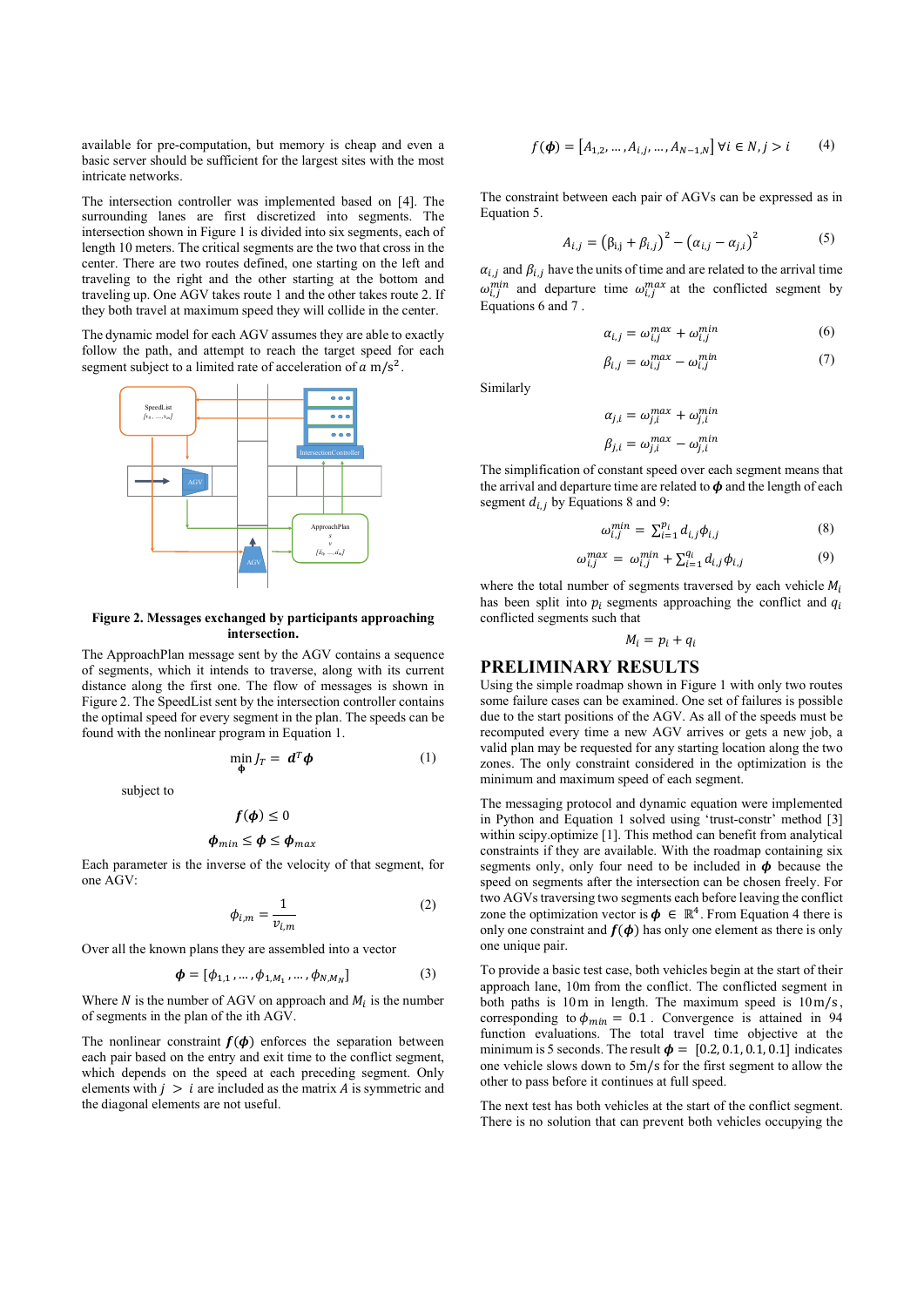available for pre-computation, but memory is cheap and even a basic server should be sufficient for the largest sites with the most intricate networks.

The intersection controller was implemented based on [4]. The surrounding lanes are first discretized into segments. The intersection shown in Figure 1 is divided into six segments, each of length 10 meters. The critical segments are the two that cross in the center. There are two routes defined, one starting on the left and traveling to the right and the other starting at the bottom and traveling up. One AGV takes route 1 and the other takes route 2. If they both travel at maximum speed they will collide in the center.

The dynamic model for each AGV assumes they are able to exactly follow the path, and attempt to reach the target speed for each segment subject to a limited rate of acceleration of $a$ m/s$^2$.

**Figure 2. Messages exchanged by participants approaching intersection.**

The ApproachPlan message sent by the AGV contains a sequence of segments, which it intends to traverse, along with its current distance along the first one. The flow of messages is shown in Figure 2. The SpeedList sent by the intersection controller contains the optimal speed for every segment in the plan. The speeds can be found with the nonlinear program in Equation 1.

$$\min_{\boldsymbol{\phi}} J_T = \boldsymbol{d}^T \boldsymbol{\phi} \tag{1}$$

subject to

$$\boldsymbol{f}(\boldsymbol{\phi}) \leq 0$$

$$\boldsymbol{\phi}_{min} \leq \boldsymbol{\phi} \leq \boldsymbol{\phi}_{max}$$

Each parameter is the inverse of the velocity of that segment, for one AGV:

$$\phi_{i,m} = \frac{1}{v_{i,m}} \tag{2}$$

Over all the known plans they are assembled into a vector

$$\boldsymbol{\phi} = [\phi_{1,1}, \dots, \phi_{1,M_1}, \dots, \phi_{N,M_N}] \tag{3}$$

Where $N$ is the number of AGV on approach and $M_i$ is the number of segments in the plan of the ith AGV.

The nonlinear constraint $\boldsymbol{f}(\boldsymbol{\phi})$ enforces the separation between each pair based on the entry and exit time to the conflict segment, which depends on the speed at each preceding segment. Only elements with $j > i$ are included as the matrix $A$ is symmetric and the diagonal elements are not useful.

$$\boldsymbol{f}(\boldsymbol{\phi}) = [A_{1,2}, \dots, A_{i,j}, \dots, A_{N-1,N}] \; \forall i \in N, j > i \tag{4}$$

The constraint between each pair of AGVs can be expressed as in Equation 5.

$$A_{i,j} = (\beta_{i,j} + \beta_{i,j})^2 - (\alpha_{i,j} - \alpha_{j,i})^2 \tag{5}$$

$\alpha_{i,j}$ and $\beta_{i,j}$ have the units of time and are related to the arrival time $\omega_{i,j}^{min}$ and departure time $\omega_{i,j}^{max}$ at the conflicted segment by Equations 6 and 7 .

$$\alpha_{i,j} = \omega_{i,j}^{max} + \omega_{i,j}^{min} \tag{6}$$

$$\beta_{i,j} = \omega_{i,j}^{max} - \omega_{i,j}^{min} \tag{7}$$

Similarly

$$\alpha_{j,i} = \omega_{j,i}^{max} + \omega_{j,i}^{min}$$

$$\beta_{j,i} = \omega_{j,i}^{max} - \omega_{j,i}^{min}$$

The simplification of constant speed over each segment means that the arrival and departure time are related to $\boldsymbol{\phi}$ and the length of each segment $d_{i,j}$ by Equations 8 and 9:

$$\omega_{i,j}^{min} = \Sigma_{i=1}^{p_i} d_{i,j}\phi_{i,j} \tag{8}$$

$$\omega_{i,j}^{max} = \omega_{i,j}^{min} + \Sigma_{i=1}^{q_i} d_{i,j}\phi_{i,j} \tag{9}$$

where the total number of segments traversed by each vehicle $M_i$ has been split into $p_i$ segments approaching the conflict and $q_i$ conflicted segments such that

$$M_i = p_i + q_i$$

# PRELIMINARY RESULTS

Using the simple roadmap shown in Figure 1 with only two routes some failure cases can be examined. One set of failures is possible due to the start positions of the AGV. As all of the speeds must be recomputed every time a new AGV arrives or gets a new job, a valid plan may be requested for any starting location along the two zones. The only constraint considered in the optimization is the minimum and maximum speed of each segment.

The messaging protocol and dynamic equation were implemented in Python and Equation 1 solved using 'trust-constr' method [3] within scipy.optimize [1]. This method can benefit from analytical constraints if they are available. With the roadmap containing six segments only, only four need to be included in $\boldsymbol{\phi}$ because the speed on segments after the intersection can be chosen freely. For two AGVs traversing two segments each before leaving the conflict zone the optimization vector is $\boldsymbol{\phi} \in \mathbb{R}^4$. From Equation 4 there is only one constraint and $\boldsymbol{f}(\boldsymbol{\phi})$ has only one element as there is only one unique pair.

To provide a basic test case, both vehicles begin at the start of their approach lane, 10m from the conflict. The conflicted segment in both paths is 10 m in length. The maximum speed is 10 m/s, corresponding to $\phi_{min} = 0.1$. Convergence is attained in 94 function evaluations. The total travel time objective at the minimum is 5 seconds. The result $\boldsymbol{\phi} = [0.2, 0.1, 0.1, 0.1]$ indicates one vehicle slows down to 5m/s for the first segment to allow the other to pass before it continues at full speed.

The next test has both vehicles at the start of the conflict segment. There is no solution that can prevent both vehicles occupying the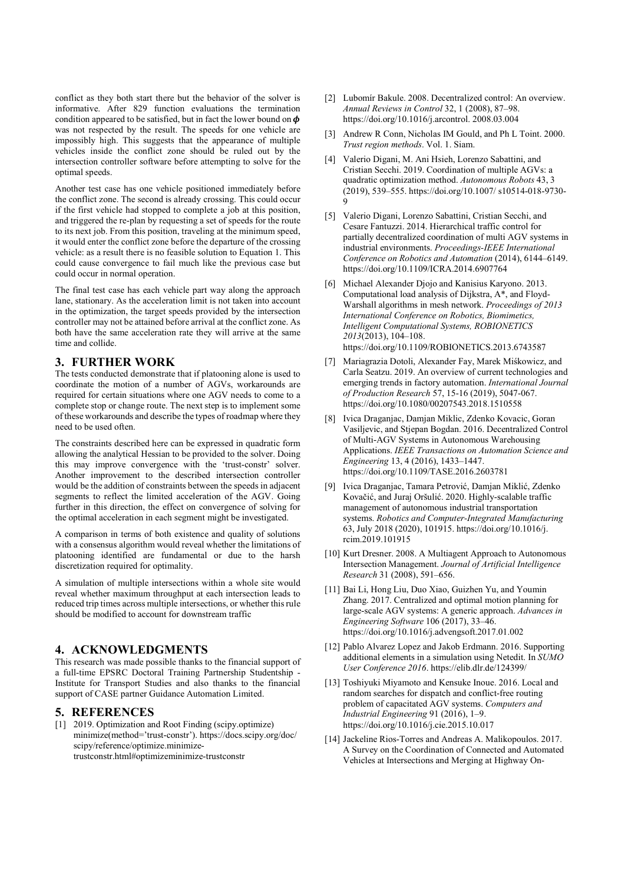conflict as they both start there but the behavior of the solver is informative. After 829 function evaluations the termination condition appeared to be satisfied, but in fact the lower bound on $\boldsymbol{\phi}$ was not respected by the result. The speeds for one vehicle are impossibly high. This suggests that the appearance of multiple vehicles inside the conflict zone should be ruled out by the intersection controller software before attempting to solve for the optimal speeds.

Another test case has one vehicle positioned immediately before the conflict zone. The second is already crossing. This could occur if the first vehicle had stopped to complete a job at this position, and triggered the re-plan by requesting a set of speeds for the route to its next job. From this position, traveling at the minimum speed, it would enter the conflict zone before the departure of the crossing vehicle: as a result there is no feasible solution to Equation 1. This could cause convergence to fail much like the previous case but could occur in normal operation.

The final test case has each vehicle part way along the approach lane, stationary. As the acceleration limit is not taken into account in the optimization, the target speeds provided by the intersection controller may not be attained before arrival at the conflict zone. As both have the same acceleration rate they will arrive at the same time and collide.

## 3. FURTHER WORK

The tests conducted demonstrate that if platooning alone is used to coordinate the motion of a number of AGVs, workarounds are required for certain situations where one AGV needs to come to a complete stop or change route. The next step is to implement some of these workarounds and describe the types of roadmap where they need to be used often.

The constraints described here can be expressed in quadratic form allowing the analytical Hessian to be provided to the solver. Doing this may improve convergence with the 'trust-constr' solver. Another improvement to the described intersection controller would be the addition of constraints between the speeds in adjacent segments to reflect the limited acceleration of the AGV. Going further in this direction, the effect on convergence of solving for the optimal acceleration in each segment might be investigated.

A comparison in terms of both existence and quality of solutions with a consensus algorithm would reveal whether the limitations of platooning identified are fundamental or due to the harsh discretization required for optimality.

A simulation of multiple intersections within a whole site would reveal whether maximum throughput at each intersection leads to reduced trip times across multiple intersections, or whether this rule should be modified to account for downstream traffic

## 4. ACKNOWLEDGMENTS

This research was made possible thanks to the financial support of a full-time EPSRC Doctoral Training Partnership Studentship - Institute for Transport Studies and also thanks to the financial support of CASE partner Guidance Automation Limited.

## 5. REFERENCES

[1] 2019. Optimization and Root Finding (scipy.optimize) minimize(method='trust-constr'). https://docs.scipy.org/doc/scipy/reference/optimize.minimize-trustconstr.html#optimizeminimize-trustconstr

[2] Lubomír Bakule. 2008. Decentralized control: An overview. *Annual Reviews in Control* 32, 1 (2008), 87–98. https://doi.org/10.1016/j.arcontrol. 2008.03.004

[3] Andrew R Conn, Nicholas IM Gould, and Ph L Toint. 2000. *Trust region methods*. Vol. 1. Siam.

[4] Valerio Digani, M. Ani Hsieh, Lorenzo Sabattini, and Cristian Secchi. 2019. Coordination of multiple AGVs: a quadratic optimization method. *Autonomous Robots* 43, 3 (2019), 539–555. https://doi.org/10.1007/ s10514-018-9730-9

[5] Valerio Digani, Lorenzo Sabattini, Cristian Secchi, and Cesare Fantuzzi. 2014. Hierarchical traffic control for partially decentralized coordination of multi AGV systems in industrial environments. *Proceedings-IEEE International Conference on Robotics and Automation* (2014), 6144–6149. https://doi.org/10.1109/ICRA.2014.6907764

[6] Michael Alexander Djojo and Kanisius Karyono. 2013. Computational load analysis of Dijkstra, A*, and Floyd-Warshall algorithms in mesh network. *Proceedings of 2013 International Conference on Robotics, Biomimetics, Intelligent Computational Systems, ROBIONETICS 2013*(2013), 104–108. https://doi.org/10.1109/ROBIONETICS.2013.6743587

[7] Mariagrazia Dotoli, Alexander Fay, Marek Miśkowicz, and Carla Seatzu. 2019. An overview of current technologies and emerging trends in factory automation. *International Journal of Production Research* 57, 15-16 (2019), 5047-067. https://doi.org/10.1080/00207543.2018.1510558

[8] Ivica Draganjac, Damjan Miklic, Zdenko Kovacic, Goran Vasiljevic, and Stjepan Bogdan. 2016. Decentralized Control of Multi-AGV Systems in Autonomous Warehousing Applications. *IEEE Transactions on Automation Science and Engineering* 13, 4 (2016), 1433–1447. https://doi.org/10.1109/TASE.2016.2603781

[9] Ivica Draganjac, Tamara Petrović, Damjan Miklić, Zdenko Kovačić, and Juraj Oršulić. 2020. Highly-scalable traffic management of autonomous industrial transportation systems. *Robotics and Computer-Integrated Manufacturing* 63, July 2018 (2020), 101915. https://doi.org/10.1016/j.rcim.2019.101915

[10] Kurt Dresner. 2008. A Multiagent Approach to Autonomous Intersection Management. *Journal of Artificial Intelligence Research* 31 (2008), 591–656.

[11] Bai Li, Hong Liu, Duo Xiao, Guizhen Yu, and Youmin Zhang. 2017. Centralized and optimal motion planning for large-scale AGV systems: A generic approach. *Advances in Engineering Software* 106 (2017), 33–46. https://doi.org/10.1016/j.advengsoft.2017.01.002

[12] Pablo Alvarez Lopez and Jakob Erdmann. 2016. Supporting additional elements in a simulation using Netedit. In *SUMO User Conference 2016*. https://elib.dlr.de/124399/

[13] Toshiyuki Miyamoto and Kensuke Inoue. 2016. Local and random searches for dispatch and conflict-free routing problem of capacitated AGV systems. *Computers and Industrial Engineering* 91 (2016), 1–9. https://doi.org/10.1016/j.cie.2015.10.017

[14] Jackeline Rios-Torres and Andreas A. Malikopoulos. 2017. A Survey on the Coordination of Connected and Automated Vehicles at Intersections and Merging at Highway On-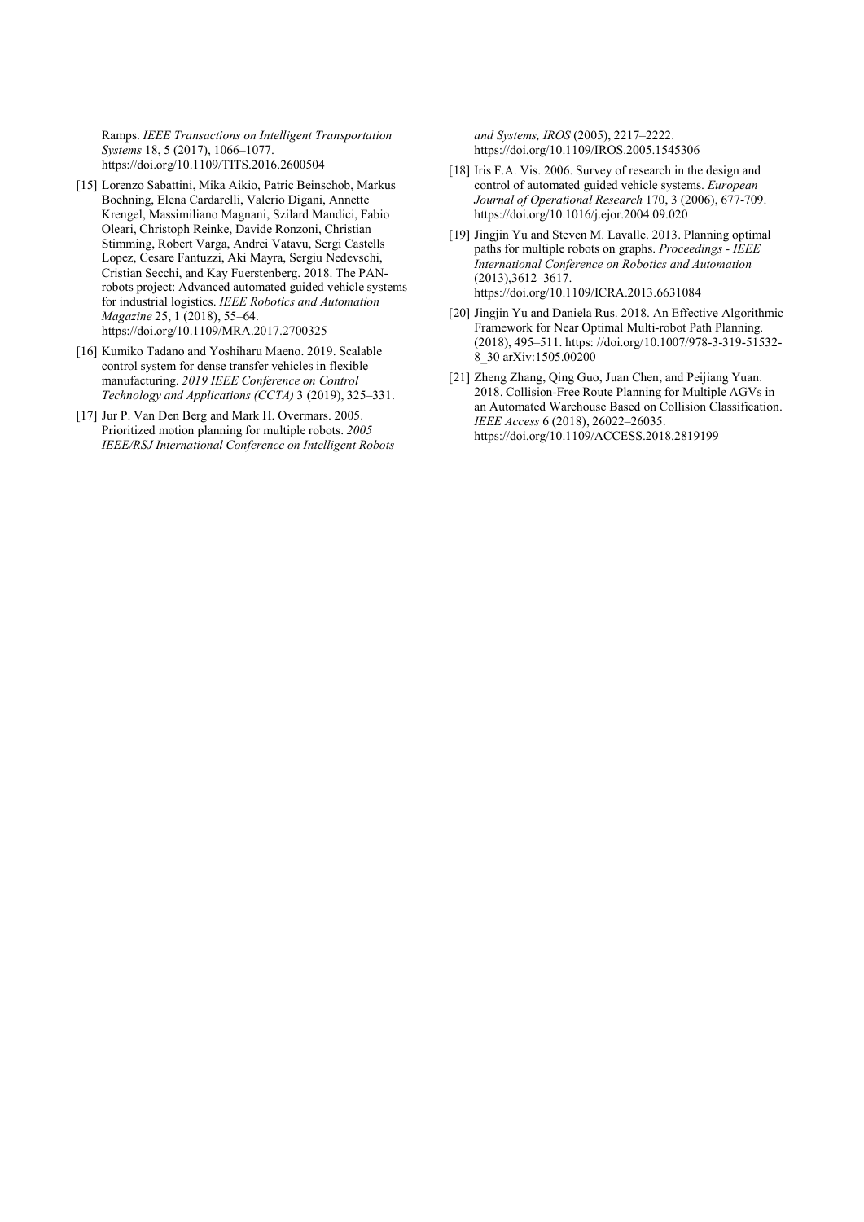Ramps. *IEEE Transactions on Intelligent Transportation Systems* 18, 5 (2017), 1066–1077. https://doi.org/10.1109/TITS.2016.2600504

[15] Lorenzo Sabattini, Mika Aikio, Patric Beinschob, Markus Boehning, Elena Cardarelli, Valerio Digani, Annette Krengel, Massimiliano Magnani, Szilard Mandici, Fabio Oleari, Christoph Reinke, Davide Ronzoni, Christian Stimming, Robert Varga, Andrei Vatavu, Sergi Castells Lopez, Cesare Fantuzzi, Aki Mayra, Sergiu Nedevschi, Cristian Secchi, and Kay Fuerstenberg. 2018. The PAN-robots project: Advanced automated guided vehicle systems for industrial logistics. *IEEE Robotics and Automation Magazine* 25, 1 (2018), 55–64. https://doi.org/10.1109/MRA.2017.2700325

[16] Kumiko Tadano and Yoshiharu Maeno. 2019. Scalable control system for dense transfer vehicles in flexible manufacturing. *2019 IEEE Conference on Control Technology and Applications (CCTA)* 3 (2019), 325–331.

[17] Jur P. Van Den Berg and Mark H. Overmars. 2005. Prioritized motion planning for multiple robots. *2005 IEEE/RSJ International Conference on Intelligent Robots and Systems, IROS* (2005), 2217–2222. https://doi.org/10.1109/IROS.2005.1545306

[18] Iris F.A. Vis. 2006. Survey of research in the design and control of automated guided vehicle systems. *European Journal of Operational Research* 170, 3 (2006), 677-709. https://doi.org/10.1016/j.ejor.2004.09.020

[19] Jingjin Yu and Steven M. Lavalle. 2013. Planning optimal paths for multiple robots on graphs. *Proceedings - IEEE International Conference on Robotics and Automation* (2013),3612–3617. https://doi.org/10.1109/ICRA.2013.6631084

[20] Jingjin Yu and Daniela Rus. 2018. An Effective Algorithmic Framework for Near Optimal Multi-robot Path Planning. (2018), 495–511. https: //doi.org/10.1007/978-3-319-51532-8_30 arXiv:1505.00200

[21] Zheng Zhang, Qing Guo, Juan Chen, and Peijiang Yuan. 2018. Collision-Free Route Planning for Multiple AGVs in an Automated Warehouse Based on Collision Classification. *IEEE Access* 6 (2018), 26022–26035. https://doi.org/10.1109/ACCESS.2018.2819199